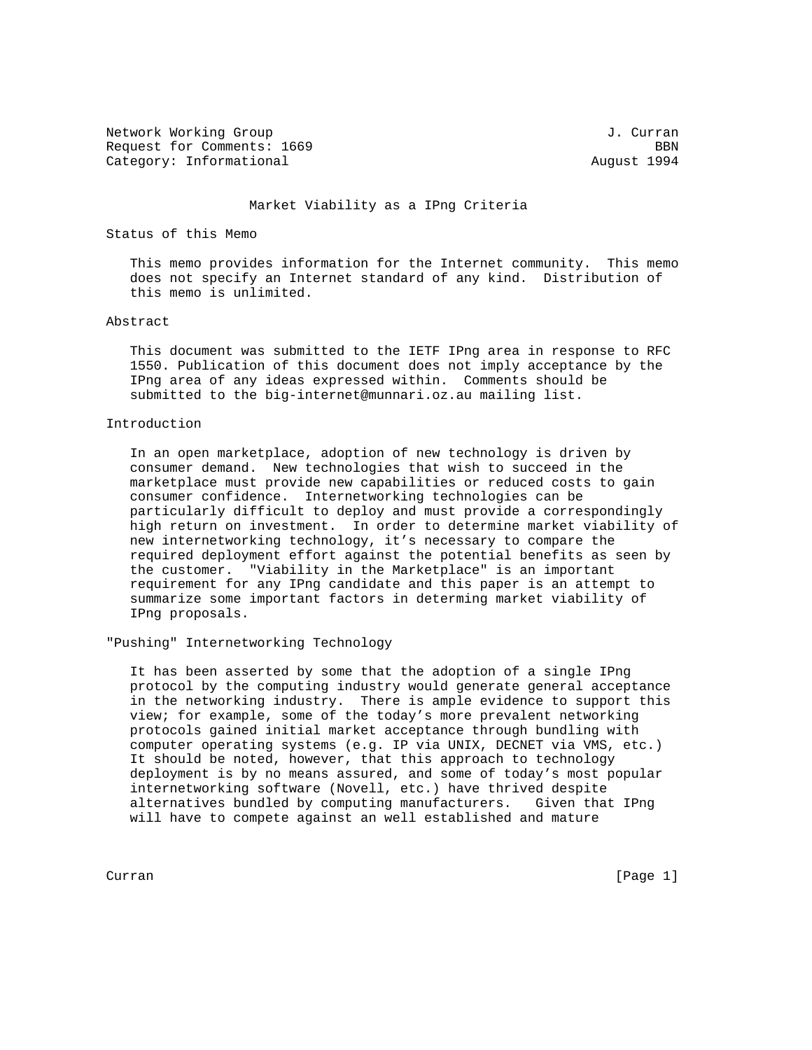Network Working Group J. Curran
Request for Comments: 1669 BBN
Category: Informational August 1994

# Market Viability as a IPng Criteria

## Status of this Memo

This memo provides information for the Internet community. This memo does not specify an Internet standard of any kind. Distribution of this memo is unlimited.

## Abstract

This document was submitted to the IETF IPng area in response to RFC 1550. Publication of this document does not imply acceptance by the IPng area of any ideas expressed within. Comments should be submitted to the big-internet@munnari.oz.au mailing list.

## Introduction

In an open marketplace, adoption of new technology is driven by consumer demand. New technologies that wish to succeed in the marketplace must provide new capabilities or reduced costs to gain consumer confidence. Internetworking technologies can be particularly difficult to deploy and must provide a correspondingly high return on investment. In order to determine market viability of new internetworking technology, it's necessary to compare the required deployment effort against the potential benefits as seen by the customer. "Viability in the Marketplace" is an important requirement for any IPng candidate and this paper is an attempt to summarize some important factors in determing market viability of IPng proposals.

## "Pushing" Internetworking Technology

It has been asserted by some that the adoption of a single IPng protocol by the computing industry would generate general acceptance in the networking industry. There is ample evidence to support this view; for example, some of the today's more prevalent networking protocols gained initial market acceptance through bundling with computer operating systems (e.g. IP via UNIX, DECNET via VMS, etc.) It should be noted, however, that this approach to technology deployment is by no means assured, and some of today's most popular internetworking software (Novell, etc.) have thrived despite alternatives bundled by computing manufacturers. Given that IPng will have to compete against an well established and mature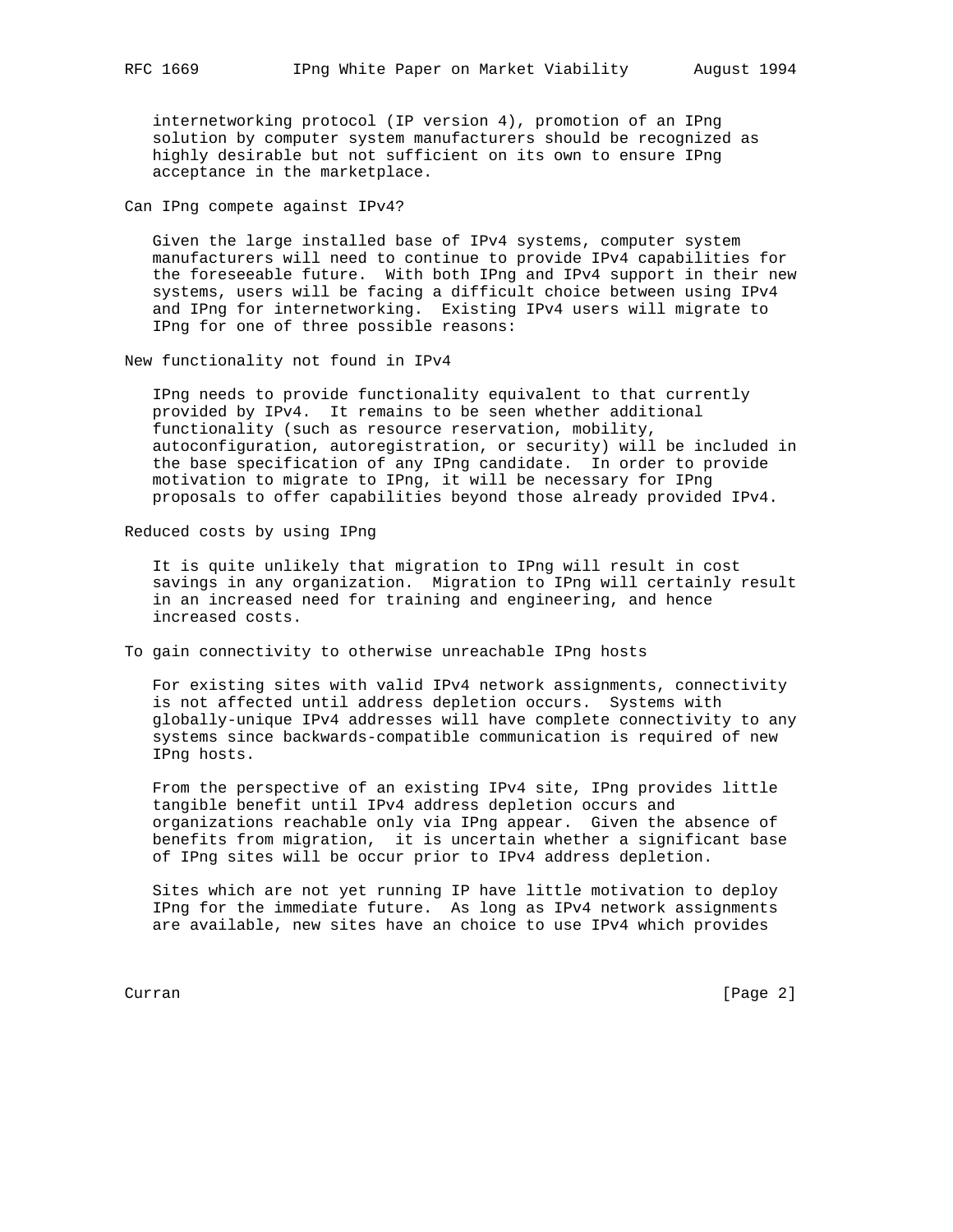internetworking protocol (IP version 4), promotion of an IPng solution by computer system manufacturers should be recognized as highly desirable but not sufficient on its own to ensure IPng acceptance in the marketplace.

## Can IPng compete against IPv4?

Given the large installed base of IPv4 systems, computer system manufacturers will need to continue to provide IPv4 capabilities for the foreseeable future. With both IPng and IPv4 support in their new systems, users will be facing a difficult choice between using IPv4 and IPng for internetworking. Existing IPv4 users will migrate to IPng for one of three possible reasons:

## New functionality not found in IPv4

IPng needs to provide functionality equivalent to that currently provided by IPv4. It remains to be seen whether additional functionality (such as resource reservation, mobility, autoconfiguration, autoregistration, or security) will be included in the base specification of any IPng candidate. In order to provide motivation to migrate to IPng, it will be necessary for IPng proposals to offer capabilities beyond those already provided IPv4.

## Reduced costs by using IPng

It is quite unlikely that migration to IPng will result in cost savings in any organization. Migration to IPng will certainly result in an increased need for training and engineering, and hence increased costs.

## To gain connectivity to otherwise unreachable IPng hosts

For existing sites with valid IPv4 network assignments, connectivity is not affected until address depletion occurs. Systems with globally-unique IPv4 addresses will have complete connectivity to any systems since backwards-compatible communication is required of new IPng hosts.

From the perspective of an existing IPv4 site, IPng provides little tangible benefit until IPv4 address depletion occurs and organizations reachable only via IPng appear. Given the absence of benefits from migration, it is uncertain whether a significant base of IPng sites will be occur prior to IPv4 address depletion.

Sites which are not yet running IP have little motivation to deploy IPng for the immediate future. As long as IPv4 network assignments are available, new sites have an choice to use IPv4 which provides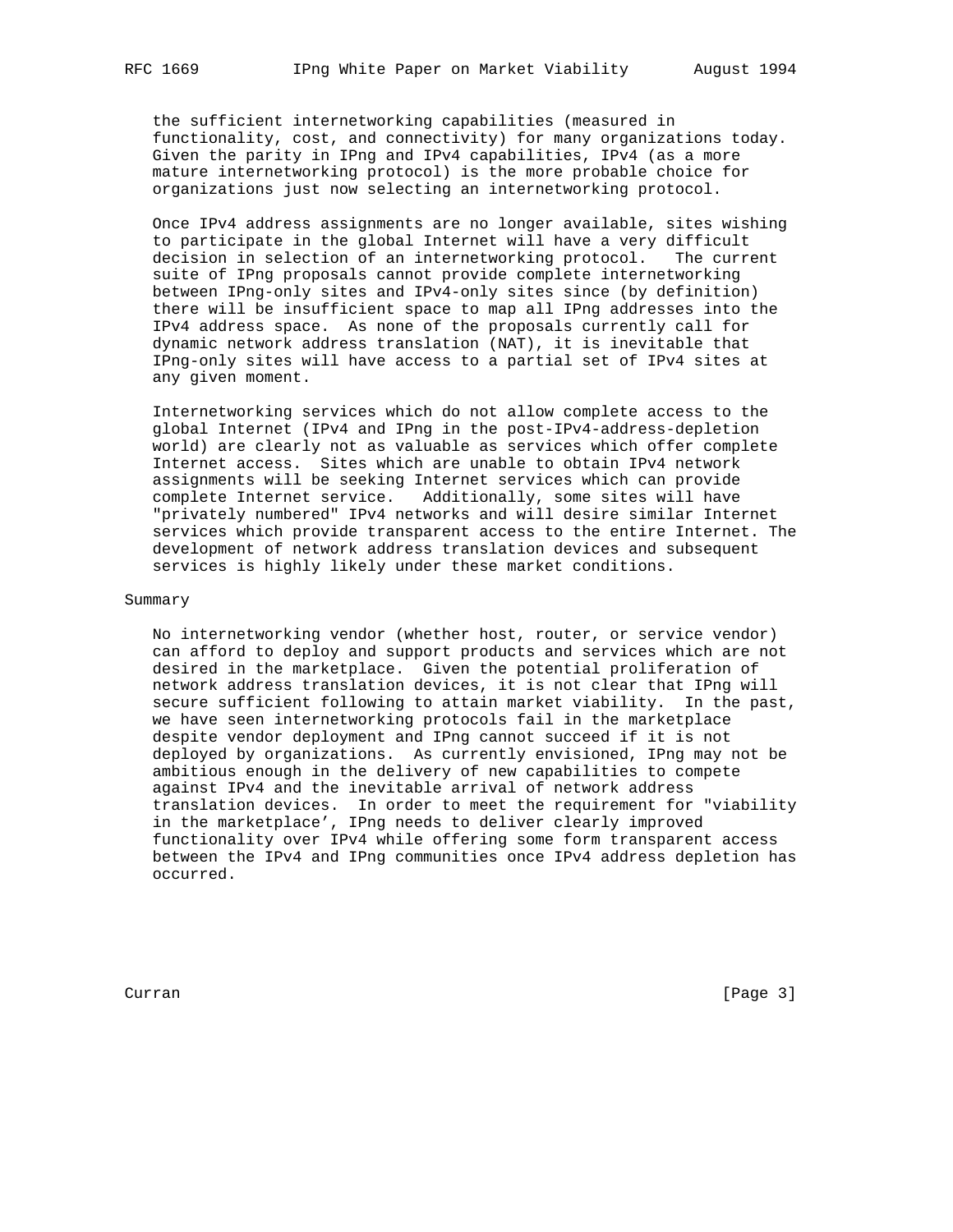the sufficient internetworking capabilities (measured in functionality, cost, and connectivity) for many organizations today. Given the parity in IPng and IPv4 capabilities, IPv4 (as a more mature internetworking protocol) is the more probable choice for organizations just now selecting an internetworking protocol.

Once IPv4 address assignments are no longer available, sites wishing to participate in the global Internet will have a very difficult decision in selection of an internetworking protocol. The current suite of IPng proposals cannot provide complete internetworking between IPng-only sites and IPv4-only sites since (by definition) there will be insufficient space to map all IPng addresses into the IPv4 address space. As none of the proposals currently call for dynamic network address translation (NAT), it is inevitable that IPng-only sites will have access to a partial set of IPv4 sites at any given moment.

Internetworking services which do not allow complete access to the global Internet (IPv4 and IPng in the post-IPv4-address-depletion world) are clearly not as valuable as services which offer complete Internet access. Sites which are unable to obtain IPv4 network assignments will be seeking Internet services which can provide complete Internet service. Additionally, some sites will have "privately numbered" IPv4 networks and will desire similar Internet services which provide transparent access to the entire Internet. The development of network address translation devices and subsequent services is highly likely under these market conditions.

## Summary

No internetworking vendor (whether host, router, or service vendor) can afford to deploy and support products and services which are not desired in the marketplace. Given the potential proliferation of network address translation devices, it is not clear that IPng will secure sufficient following to attain market viability. In the past, we have seen internetworking protocols fail in the marketplace despite vendor deployment and IPng cannot succeed if it is not deployed by organizations. As currently envisioned, IPng may not be ambitious enough in the delivery of new capabilities to compete against IPv4 and the inevitable arrival of network address translation devices. In order to meet the requirement for "viability in the marketplace', IPng needs to deliver clearly improved functionality over IPv4 while offering some form transparent access between the IPv4 and IPng communities once IPv4 address depletion has occurred.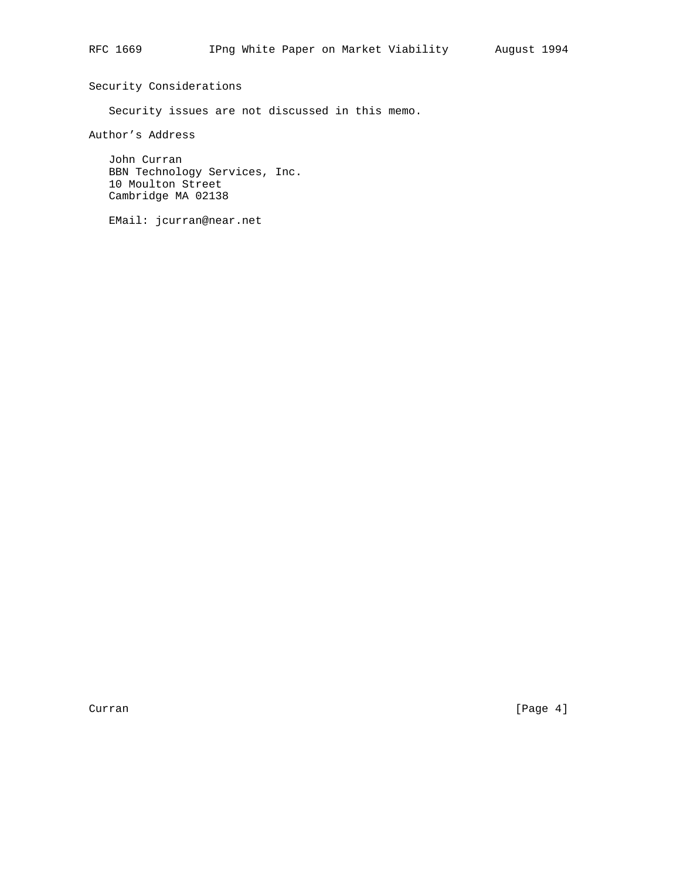## Security Considerations

Security issues are not discussed in this memo.

## Author's Address

John Curran
BBN Technology Services, Inc.
10 Moulton Street
Cambridge MA 02138

EMail: jcurran@near.net